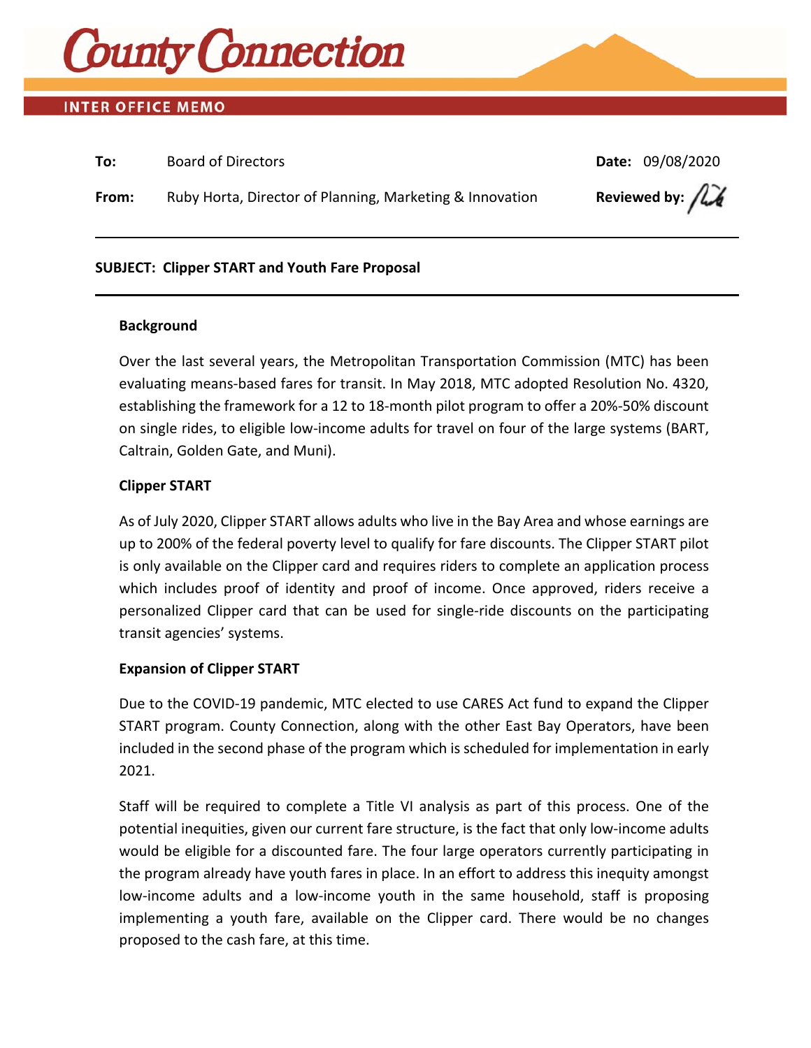# County Connection

## INTER OFFICE MEMO

**To:** Board of Directors **Date:** 09/08/2020

**From:** Ruby Horta, Director of Planning, Marketing & Innovation **Reviewed by:**

---

**SUBJECT: Clipper START and Youth Fare Proposal**

---

### Background

Over the last several years, the Metropolitan Transportation Commission (MTC) has been evaluating means-based fares for transit. In May 2018, MTC adopted Resolution No. 4320, establishing the framework for a 12 to 18-month pilot program to offer a 20%-50% discount on single rides, to eligible low-income adults for travel on four of the large systems (BART, Caltrain, Golden Gate, and Muni).

### Clipper START

As of July 2020, Clipper START allows adults who live in the Bay Area and whose earnings are up to 200% of the federal poverty level to qualify for fare discounts. The Clipper START pilot is only available on the Clipper card and requires riders to complete an application process which includes proof of identity and proof of income. Once approved, riders receive a personalized Clipper card that can be used for single-ride discounts on the participating transit agencies' systems.

### Expansion of Clipper START

Due to the COVID-19 pandemic, MTC elected to use CARES Act fund to expand the Clipper START program. County Connection, along with the other East Bay Operators, have been included in the second phase of the program which is scheduled for implementation in early 2021.

Staff will be required to complete a Title VI analysis as part of this process. One of the potential inequities, given our current fare structure, is the fact that only low-income adults would be eligible for a discounted fare. The four large operators currently participating in the program already have youth fares in place. In an effort to address this inequity amongst low-income adults and a low-income youth in the same household, staff is proposing implementing a youth fare, available on the Clipper card. There would be no changes proposed to the cash fare, at this time.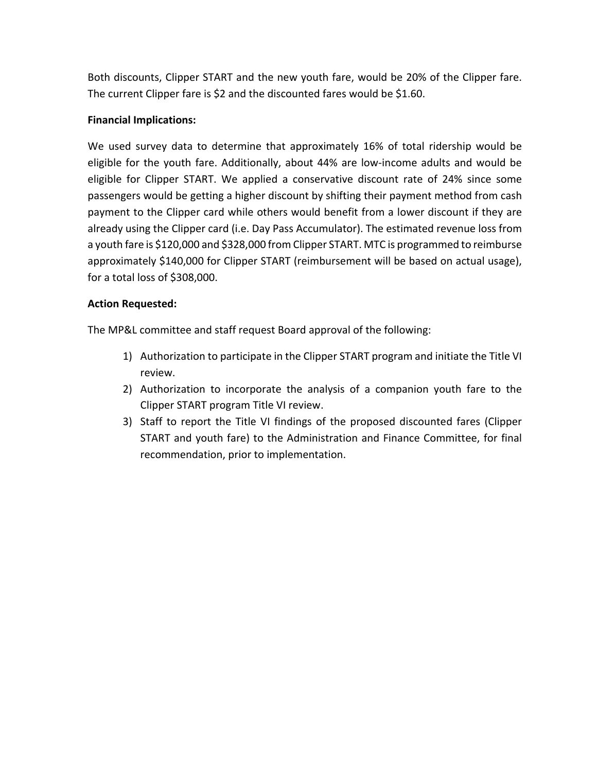Both discounts, Clipper START and the new youth fare, would be 20% of the Clipper fare. The current Clipper fare is $2 and the discounted fares would be $1.60.

**Financial Implications:**

We used survey data to determine that approximately 16% of total ridership would be eligible for the youth fare. Additionally, about 44% are low-income adults and would be eligible for Clipper START. We applied a conservative discount rate of 24% since some passengers would be getting a higher discount by shifting their payment method from cash payment to the Clipper card while others would benefit from a lower discount if they are already using the Clipper card (i.e. Day Pass Accumulator). The estimated revenue loss from a youth fare is $120,000 and $328,000 from Clipper START. MTC is programmed to reimburse approximately $140,000 for Clipper START (reimbursement will be based on actual usage), for a total loss of $308,000.

**Action Requested:**

The MP&L committee and staff request Board approval of the following:

1) Authorization to participate in the Clipper START program and initiate the Title VI review.
2) Authorization to incorporate the analysis of a companion youth fare to the Clipper START program Title VI review.
3) Staff to report the Title VI findings of the proposed discounted fares (Clipper START and youth fare) to the Administration and Finance Committee, for final recommendation, prior to implementation.